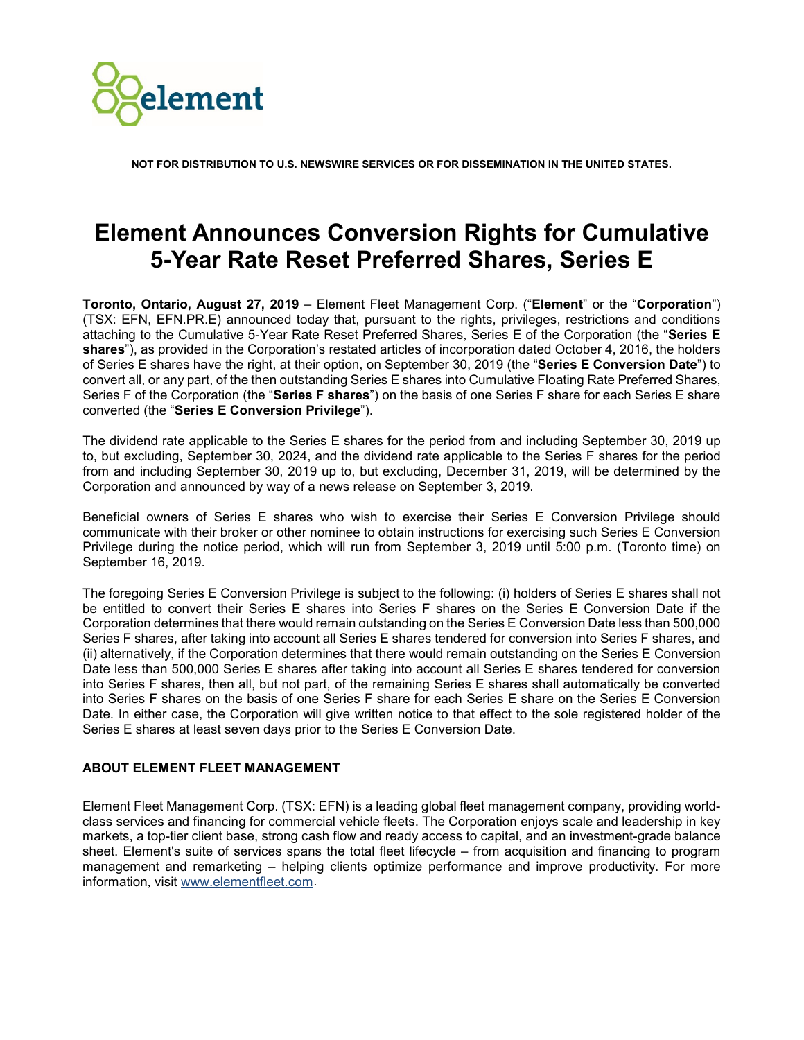NOT FOR DISTRIBUTION TO U.S. NEWSWIRE SERVICES OR FOR DISSEMINATION IN THE UNITED STATES.

# Element Announces Conversion Rights for Cumulative 5-Year Rate Reset Preferred Shares, Series E

**Toronto, Ontario, August 27, 2019** – Element Fleet Management Corp. ("**Element**" or the "**Corporation**") (TSX: EFN, EFN.PR.E) announced today that, pursuant to the rights, privileges, restrictions and conditions attaching to the Cumulative 5-Year Rate Reset Preferred Shares, Series E of the Corporation (the "**Series E shares**"), as provided in the Corporation's restated articles of incorporation dated October 4, 2016, the holders of Series E shares have the right, at their option, on September 30, 2019 (the "**Series E Conversion Date**") to convert all, or any part, of the then outstanding Series E shares into Cumulative Floating Rate Preferred Shares, Series F of the Corporation (the "**Series F shares**") on the basis of one Series F share for each Series E share converted (the "**Series E Conversion Privilege**").

The dividend rate applicable to the Series E shares for the period from and including September 30, 2019 up to, but excluding, September 30, 2024, and the dividend rate applicable to the Series F shares for the period from and including September 30, 2019 up to, but excluding, December 31, 2019, will be determined by the Corporation and announced by way of a news release on September 3, 2019.

Beneficial owners of Series E shares who wish to exercise their Series E Conversion Privilege should communicate with their broker or other nominee to obtain instructions for exercising such Series E Conversion Privilege during the notice period, which will run from September 3, 2019 until 5:00 p.m. (Toronto time) on September 16, 2019.

The foregoing Series E Conversion Privilege is subject to the following: (i) holders of Series E shares shall not be entitled to convert their Series E shares into Series F shares on the Series E Conversion Date if the Corporation determines that there would remain outstanding on the Series E Conversion Date less than 500,000 Series F shares, after taking into account all Series E shares tendered for conversion into Series F shares, and (ii) alternatively, if the Corporation determines that there would remain outstanding on the Series E Conversion Date less than 500,000 Series E shares after taking into account all Series E shares tendered for conversion into Series F shares, then all, but not part, of the remaining Series E shares shall automatically be converted into Series F shares on the basis of one Series F share for each Series E share on the Series E Conversion Date. In either case, the Corporation will give written notice to that effect to the sole registered holder of the Series E shares at least seven days prior to the Series E Conversion Date.

## ABOUT ELEMENT FLEET MANAGEMENT

Element Fleet Management Corp. (TSX: EFN) is a leading global fleet management company, providing world-class services and financing for commercial vehicle fleets. The Corporation enjoys scale and leadership in key markets, a top-tier client base, strong cash flow and ready access to capital, and an investment-grade balance sheet. Element's suite of services spans the total fleet lifecycle – from acquisition and financing to program management and remarketing – helping clients optimize performance and improve productivity. For more information, visit www.elementfleet.com.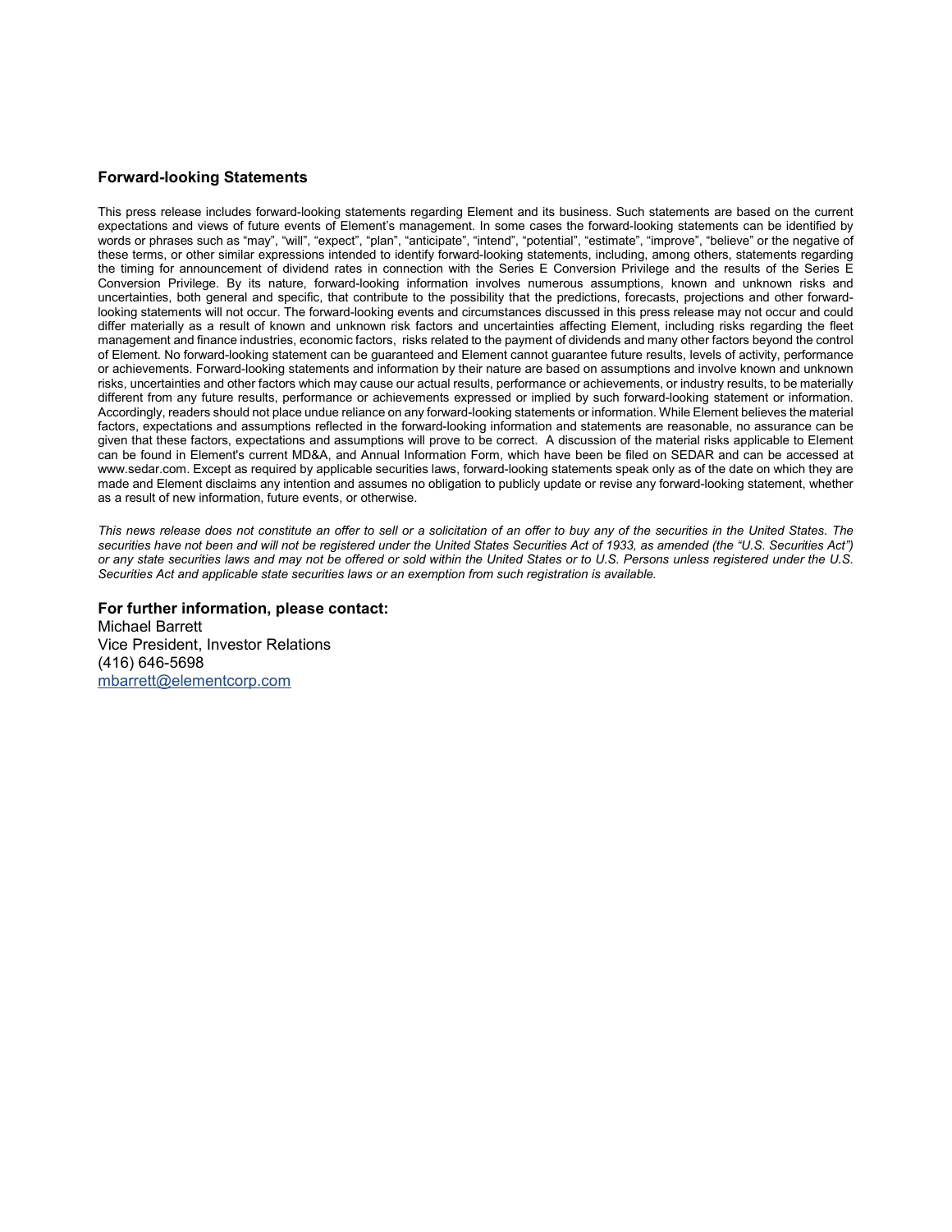## Forward-looking Statements

This press release includes forward-looking statements regarding Element and its business. Such statements are based on the current expectations and views of future events of Element's management. In some cases the forward-looking statements can be identified by words or phrases such as "may", "will", "expect", "plan", "anticipate", "intend", "potential", "estimate", "improve", "believe" or the negative of these terms, or other similar expressions intended to identify forward-looking statements, including, among others, statements regarding the timing for announcement of dividend rates in connection with the Series E Conversion Privilege and the results of the Series E Conversion Privilege. By its nature, forward-looking information involves numerous assumptions, known and unknown risks and uncertainties, both general and specific, that contribute to the possibility that the predictions, forecasts, projections and other forward-looking statements will not occur. The forward-looking events and circumstances discussed in this press release may not occur and could differ materially as a result of known and unknown risk factors and uncertainties affecting Element, including risks regarding the fleet management and finance industries, economic factors, risks related to the payment of dividends and many other factors beyond the control of Element. No forward-looking statement can be guaranteed and Element cannot guarantee future results, levels of activity, performance or achievements. Forward-looking statements and information by their nature are based on assumptions and involve known and unknown risks, uncertainties and other factors which may cause our actual results, performance or achievements, or industry results, to be materially different from any future results, performance or achievements expressed or implied by such forward-looking statement or information. Accordingly, readers should not place undue reliance on any forward-looking statements or information. While Element believes the material factors, expectations and assumptions reflected in the forward-looking information and statements are reasonable, no assurance can be given that these factors, expectations and assumptions will prove to be correct. A discussion of the material risks applicable to Element can be found in Element's current MD&A, and Annual Information Form, which have been be filed on SEDAR and can be accessed at www.sedar.com. Except as required by applicable securities laws, forward-looking statements speak only as of the date on which they are made and Element disclaims any intention and assumes no obligation to publicly update or revise any forward-looking statement, whether as a result of new information, future events, or otherwise.

*This news release does not constitute an offer to sell or a solicitation of an offer to buy any of the securities in the United States. The securities have not been and will not be registered under the United States Securities Act of 1933, as amended (the "U.S. Securities Act") or any state securities laws and may not be offered or sold within the United States or to U.S. Persons unless registered under the U.S. Securities Act and applicable state securities laws or an exemption from such registration is available.*

**For further information, please contact:**
Michael Barrett
Vice President, Investor Relations
(416) 646-5698
mbarrett@elementcorp.com